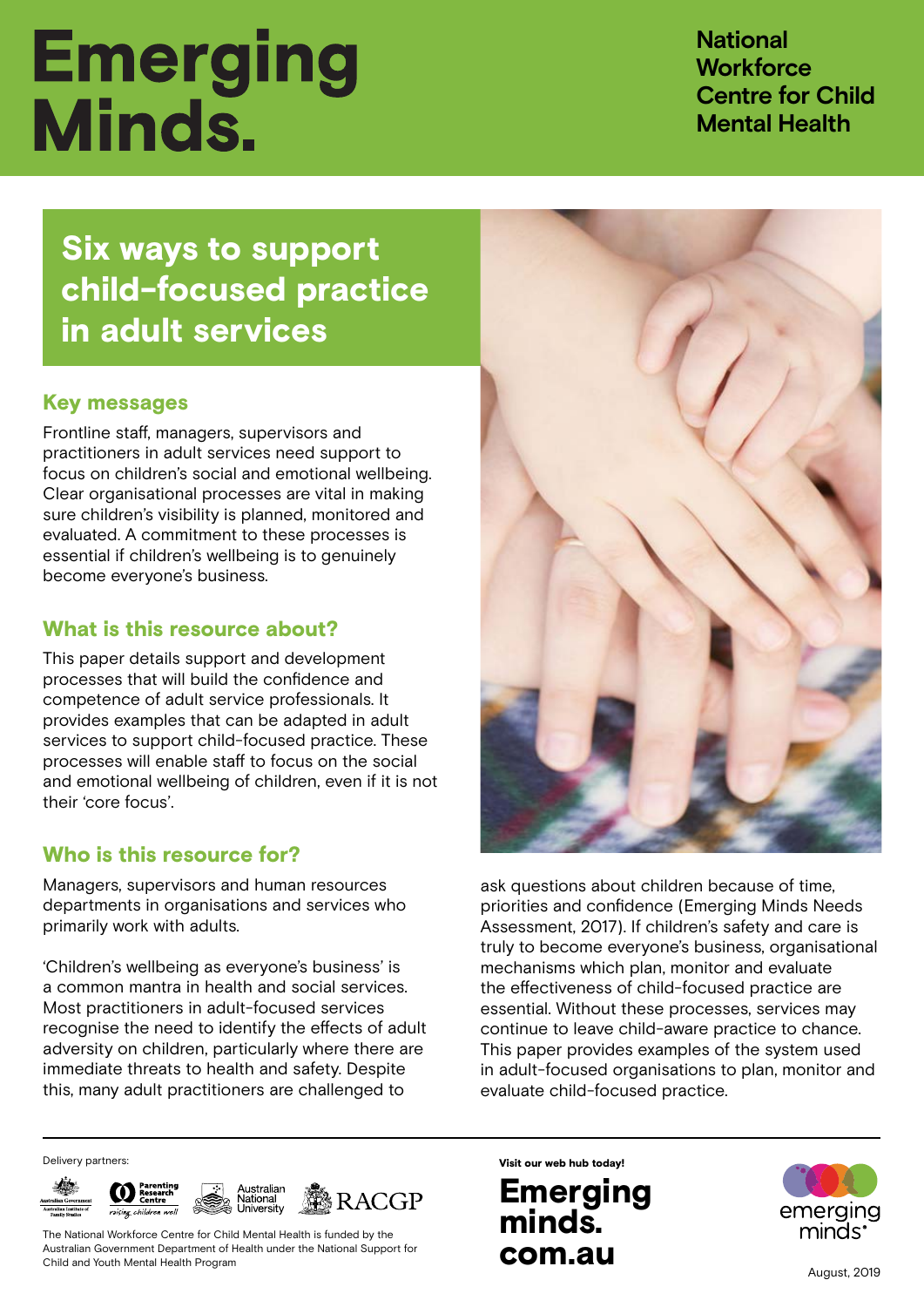# Emerging Minds.

**National Workforce Centre for Child Mental Health**

## Six ways to support child-focused practice in adult services

### Key messages

Frontline staff, managers, supervisors and practitioners in adult services need support to focus on children's social and emotional wellbeing. Clear organisational processes are vital in making sure children's visibility is planned, monitored and evaluated. A commitment to these processes is essential if children's wellbeing is to genuinely become everyone's business.

### What is this resource about?

This paper details support and development processes that will build the confidence and competence of adult service professionals. It provides examples that can be adapted in adult services to support child-focused practice. These processes will enable staff to focus on the social and emotional wellbeing of children, even if it is not their 'core focus'.

### Who is this resource for?

Managers, supervisors and human resources departments in organisations and services who primarily work with adults.

'Children's wellbeing as everyone's business' is a common mantra in health and social services. Most practitioners in adult-focused services recognise the need to identify the effects of adult adversity on children, particularly where there are immediate threats to health and safety. Despite this, many adult practitioners are challenged to ask questions about children because of time, priorities and confidence (Emerging Minds Needs Assessment, 2017). If children's safety and care is truly to become everyone's business, organisational mechanisms which plan, monitor and evaluate the effectiveness of child-focused practice are essential. Without these processes, services may continue to leave child-aware practice to chance. This paper provides examples of the system used in adult-focused organisations to plan, monitor and evaluate child-focused practice.

Delivery partners: Australian Government – Australian Institute of Family Studies; Parenting Research Centre – raising children well; Australian National University; RACGP

The National Workforce Centre for Child Mental Health is funded by the Australian Government Department of Health under the National Support for Child and Youth Mental Health Program

Visit our web hub today!

**Emerging minds. com.au**

emerging minds.

August, 2019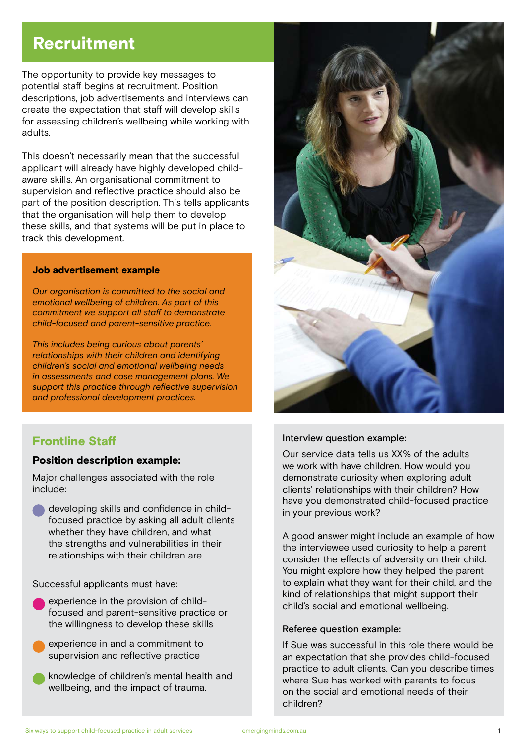# Recruitment

The opportunity to provide key messages to potential staff begins at recruitment. Position descriptions, job advertisements and interviews can create the expectation that staff will develop skills for assessing children's wellbeing while working with adults.

This doesn't necessarily mean that the successful applicant will already have highly developed child-aware skills. An organisational commitment to supervision and reflective practice should also be part of the position description. This tells applicants that the organisation will help them to develop these skills, and that systems will be put in place to track this development.

**Job advertisement example**

*Our organisation is committed to the social and emotional wellbeing of children. As part of this commitment we support all staff to demonstrate child-focused and parent-sensitive practice.*

*This includes being curious about parents' relationships with their children and identifying children's social and emotional wellbeing needs in assessments and case management plans. We support this practice through reflective supervision and professional development practices.*

## Frontline Staff

### Position description example:

Major challenges associated with the role include:

- developing skills and confidence in child-focused practice by asking all adult clients whether they have children, and what the strengths and vulnerabilities in their relationships with their children are.

Successful applicants must have:

- experience in the provision of child-focused and parent-sensitive practice or the willingness to develop these skills
- experience in and a commitment to supervision and reflective practice
- knowledge of children's mental health and wellbeing, and the impact of trauma.

Interview question example:

Our service data tells us XX% of the adults we work with have children. How would you demonstrate curiosity when exploring adult clients' relationships with their children? How have you demonstrated child-focused practice in your previous work?

A good answer might include an example of how the interviewee used curiosity to help a parent consider the effects of adversity on their child. You might explore how they helped the parent to explain what they want for their child, and the kind of relationships that might support their child's social and emotional wellbeing.

Referee question example:

If Sue was successful in this role there would be an expectation that she provides child-focused practice to adult clients. Can you describe times where Sue has worked with parents to focus on the social and emotional needs of their children?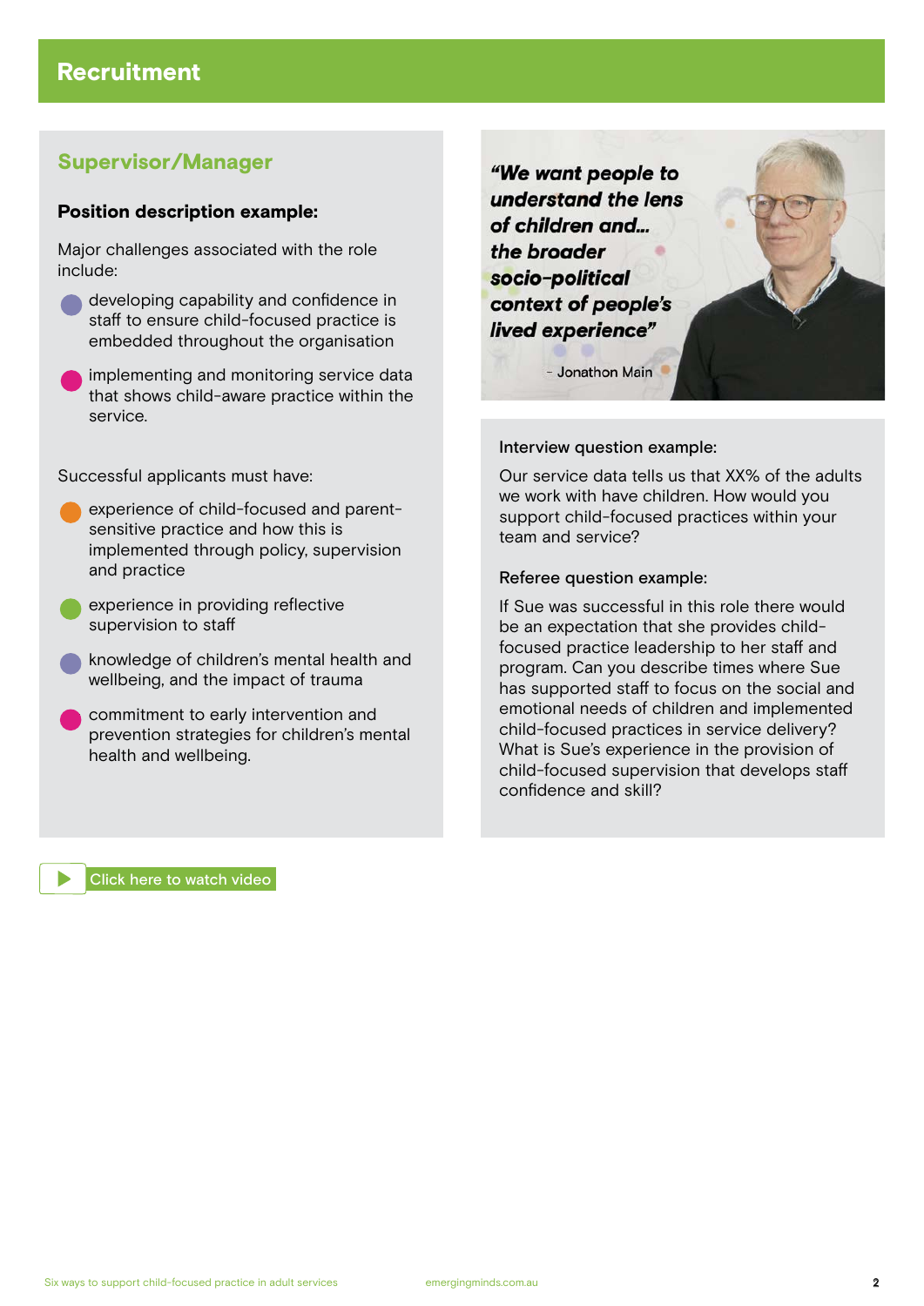# Recruitment

## Supervisor/Manager

**Position description example:**

Major challenges associated with the role include:

- developing capability and confidence in staff to ensure child-focused practice is embedded throughout the organisation
- implementing and monitoring service data that shows child-aware practice within the service.

Successful applicants must have:

- experience of child-focused and parent-sensitive practice and how this is implemented through policy, supervision and practice
- experience in providing reflective supervision to staff
- knowledge of children's mental health and wellbeing, and the impact of trauma
- commitment to early intervention and prevention strategies for children's mental health and wellbeing.

***"We want people to understand the lens of children and... the broader socio-political context of people's lived experience"***

– Jonathon Main

Interview question example:

Our service data tells us that XX% of the adults we work with have children. How would you support child-focused practices within your team and service?

Referee question example:

If Sue was successful in this role there would be an expectation that she provides child-focused practice leadership to her staff and program. Can you describe times where Sue has supported staff to focus on the social and emotional needs of children and implemented child-focused practices in service delivery? What is Sue's experience in the provision of child-focused supervision that develops staff confidence and skill?

Click here to watch video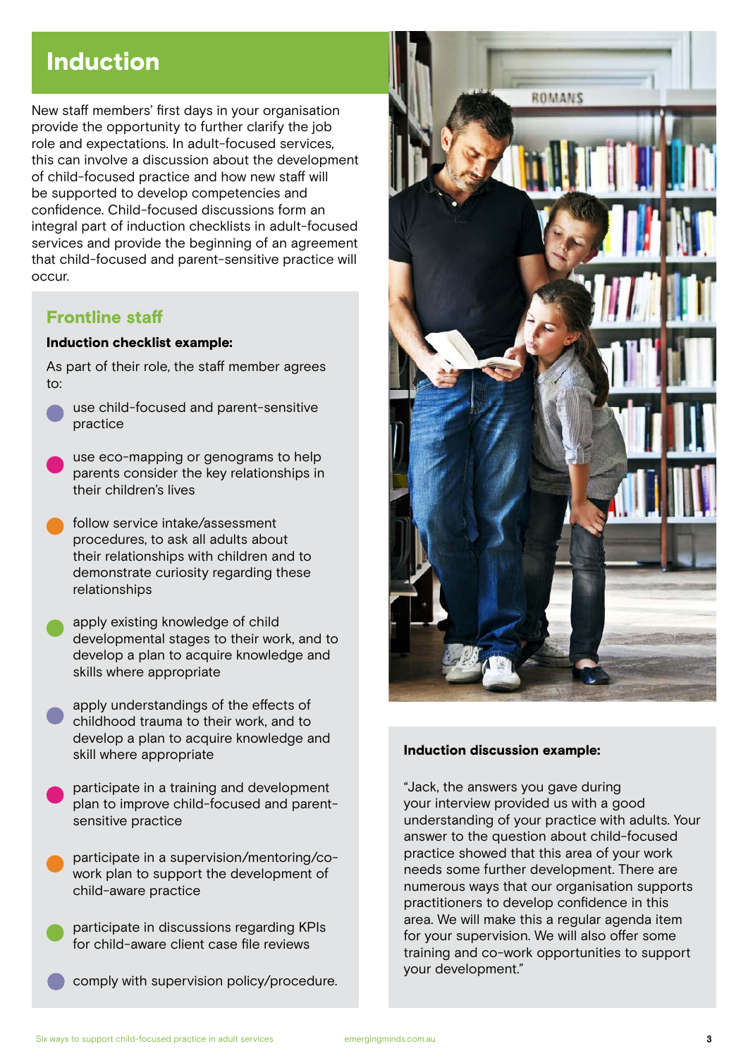# Induction

New staff members' first days in your organisation provide the opportunity to further clarify the job role and expectations. In adult-focused services, this can involve a discussion about the development of child-focused practice and how new staff will be supported to develop competencies and confidence. Child-focused discussions form an integral part of induction checklists in adult-focused services and provide the beginning of an agreement that child-focused and parent-sensitive practice will occur.

## Frontline staff

**Induction checklist example:**

As part of their role, the staff member agrees to:

- use child-focused and parent-sensitive practice
- use eco-mapping or genograms to help parents consider the key relationships in their children's lives
- follow service intake/assessment procedures, to ask all adults about their relationships with children and to demonstrate curiosity regarding these relationships
- apply existing knowledge of child developmental stages to their work, and to develop a plan to acquire knowledge and skills where appropriate
- apply understandings of the effects of childhood trauma to their work, and to develop a plan to acquire knowledge and skill where appropriate
- participate in a training and development plan to improve child-focused and parent-sensitive practice
- participate in a supervision/mentoring/co-work plan to support the development of child-aware practice
- participate in discussions regarding KPIs for child-aware client case file reviews
- comply with supervision policy/procedure.

**Induction discussion example:**

"Jack, the answers you gave during your interview provided us with a good understanding of your practice with adults. Your answer to the question about child-focused practice showed that this area of your work needs some further development. There are numerous ways that our organisation supports practitioners to develop confidence in this area. We will make this a regular agenda item for your supervision. We will also offer some training and co-work opportunities to support your development."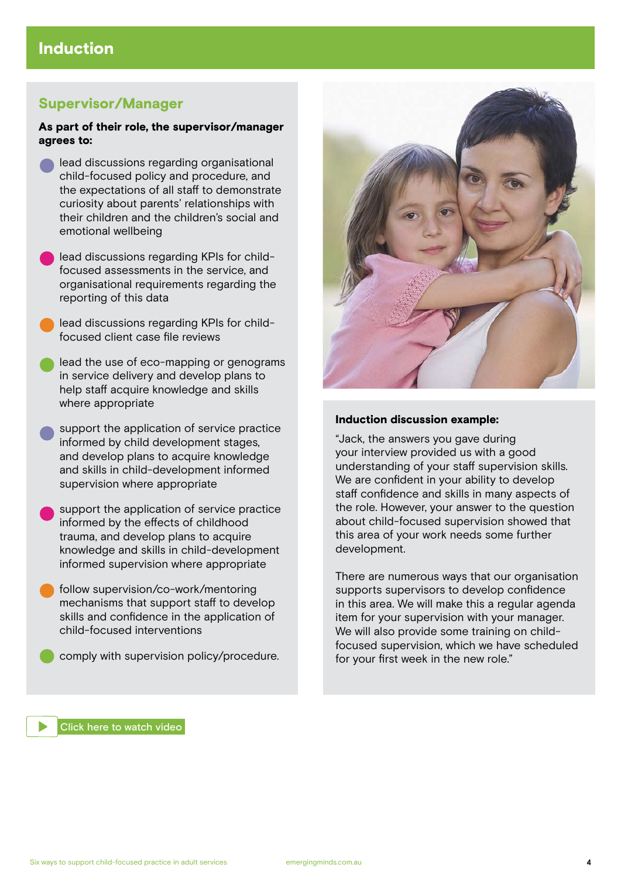# Induction

## Supervisor/Manager

**As part of their role, the supervisor/manager agrees to:**

- lead discussions regarding organisational child-focused policy and procedure, and the expectations of all staff to demonstrate curiosity about parents' relationships with their children and the children's social and emotional wellbeing
- lead discussions regarding KPIs for child-focused assessments in the service, and organisational requirements regarding the reporting of this data
- lead discussions regarding KPIs for child-focused client case file reviews
- lead the use of eco-mapping or genograms in service delivery and develop plans to help staff acquire knowledge and skills where appropriate
- support the application of service practice informed by child development stages, and develop plans to acquire knowledge and skills in child-development informed supervision where appropriate
- support the application of service practice informed by the effects of childhood trauma, and develop plans to acquire knowledge and skills in child-development informed supervision where appropriate
- follow supervision/co-work/mentoring mechanisms that support staff to develop skills and confidence in the application of child-focused interventions
- comply with supervision policy/procedure.

**Induction discussion example:**

"Jack, the answers you gave during your interview provided us with a good understanding of your staff supervision skills. We are confident in your ability to develop staff confidence and skills in many aspects of the role. However, your answer to the question about child-focused supervision showed that this area of your work needs some further development.

There are numerous ways that our organisation supports supervisors to develop confidence in this area. We will make this a regular agenda item for your supervision with your manager. We will also provide some training on child-focused supervision, which we have scheduled for your first week in the new role."

Click here to watch video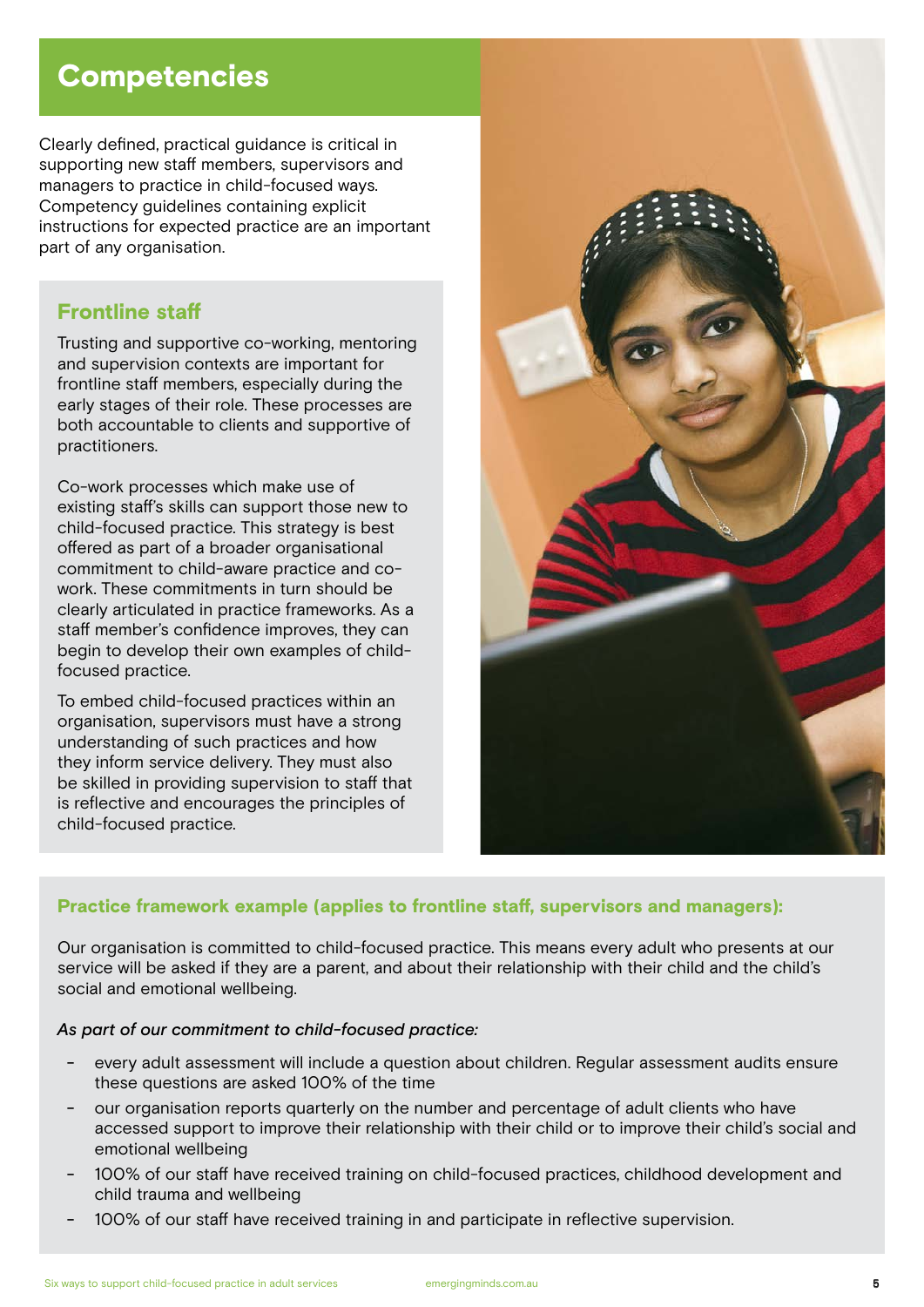# Competencies

Clearly defined, practical guidance is critical in supporting new staff members, supervisors and managers to practice in child-focused ways. Competency guidelines containing explicit instructions for expected practice are an important part of any organisation.

## Frontline staff

Trusting and supportive co-working, mentoring and supervision contexts are important for frontline staff members, especially during the early stages of their role. These processes are both accountable to clients and supportive of practitioners.

Co-work processes which make use of existing staff's skills can support those new to child-focused practice. This strategy is best offered as part of a broader organisational commitment to child-aware practice and co-work. These commitments in turn should be clearly articulated in practice frameworks. As a staff member's confidence improves, they can begin to develop their own examples of child-focused practice.

To embed child-focused practices within an organisation, supervisors must have a strong understanding of such practices and how they inform service delivery. They must also be skilled in providing supervision to staff that is reflective and encourages the principles of child-focused practice.

### Practice framework example (applies to frontline staff, supervisors and managers):

Our organisation is committed to child-focused practice. This means every adult who presents at our service will be asked if they are a parent, and about their relationship with their child and the child's social and emotional wellbeing.

*As part of our commitment to child-focused practice:*

- every adult assessment will include a question about children. Regular assessment audits ensure these questions are asked 100% of the time
- our organisation reports quarterly on the number and percentage of adult clients who have accessed support to improve their relationship with their child or to improve their child's social and emotional wellbeing
- 100% of our staff have received training on child-focused practices, childhood development and child trauma and wellbeing
- 100% of our staff have received training in and participate in reflective supervision.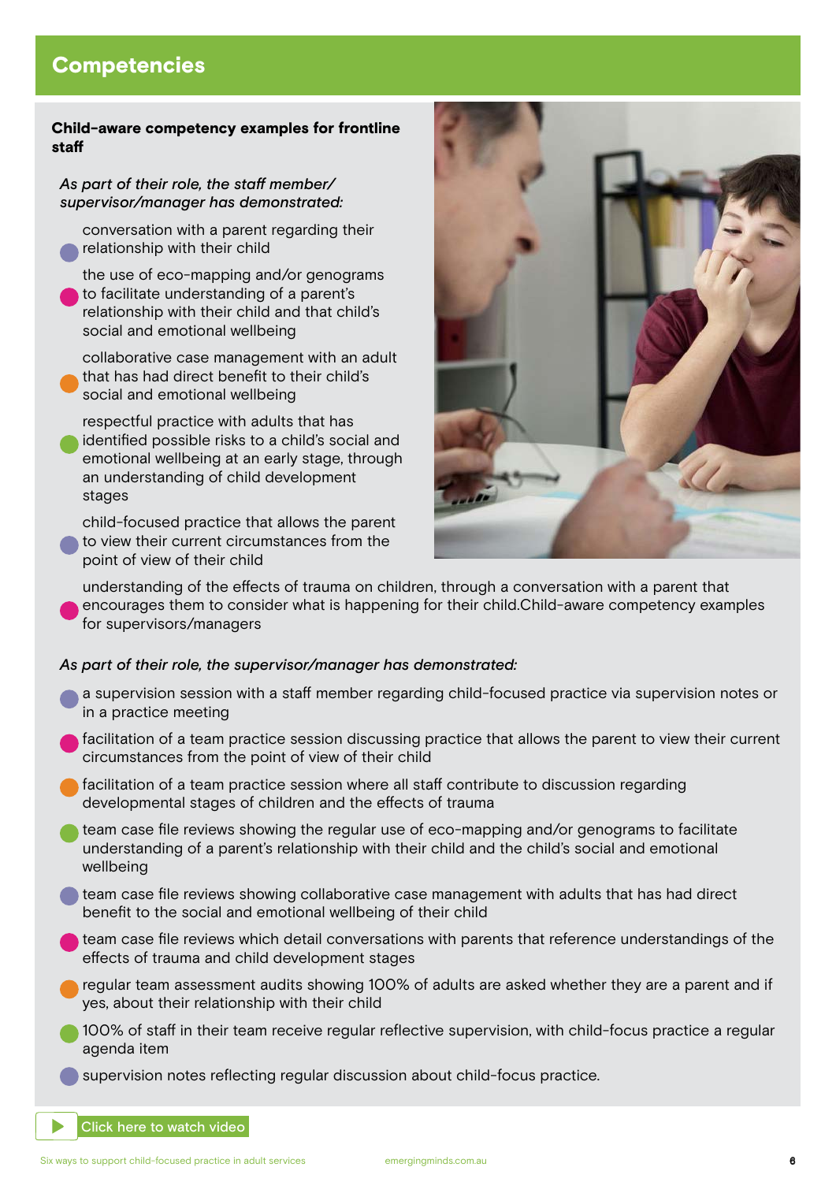## Competencies

**Child-aware competency examples for frontline staff**

*As part of their role, the staff member/ supervisor/manager has demonstrated:*

- conversation with a parent regarding their relationship with their child
- the use of eco-mapping and/or genograms to facilitate understanding of a parent's relationship with their child and that child's social and emotional wellbeing
- collaborative case management with an adult that has had direct benefit to their child's social and emotional wellbeing
- respectful practice with adults that has identified possible risks to a child's social and emotional wellbeing at an early stage, through an understanding of child development stages
- child-focused practice that allows the parent to view their current circumstances from the point of view of their child
- understanding of the effects of trauma on children, through a conversation with a parent that encourages them to consider what is happening for their child.Child-aware competency examples for supervisors/managers

*As part of their role, the supervisor/manager has demonstrated:*

- a supervision session with a staff member regarding child-focused practice via supervision notes or in a practice meeting
- facilitation of a team practice session discussing practice that allows the parent to view their current circumstances from the point of view of their child
- facilitation of a team practice session where all staff contribute to discussion regarding developmental stages of children and the effects of trauma
- team case file reviews showing the regular use of eco-mapping and/or genograms to facilitate understanding of a parent's relationship with their child and the child's social and emotional wellbeing
- team case file reviews showing collaborative case management with adults that has had direct benefit to the social and emotional wellbeing of their child
- team case file reviews which detail conversations with parents that reference understandings of the effects of trauma and child development stages
- regular team assessment audits showing 100% of adults are asked whether they are a parent and if yes, about their relationship with their child
- 100% of staff in their team receive regular reflective supervision, with child-focus practice a regular agenda item
- supervision notes reflecting regular discussion about child-focus practice.

Click here to watch video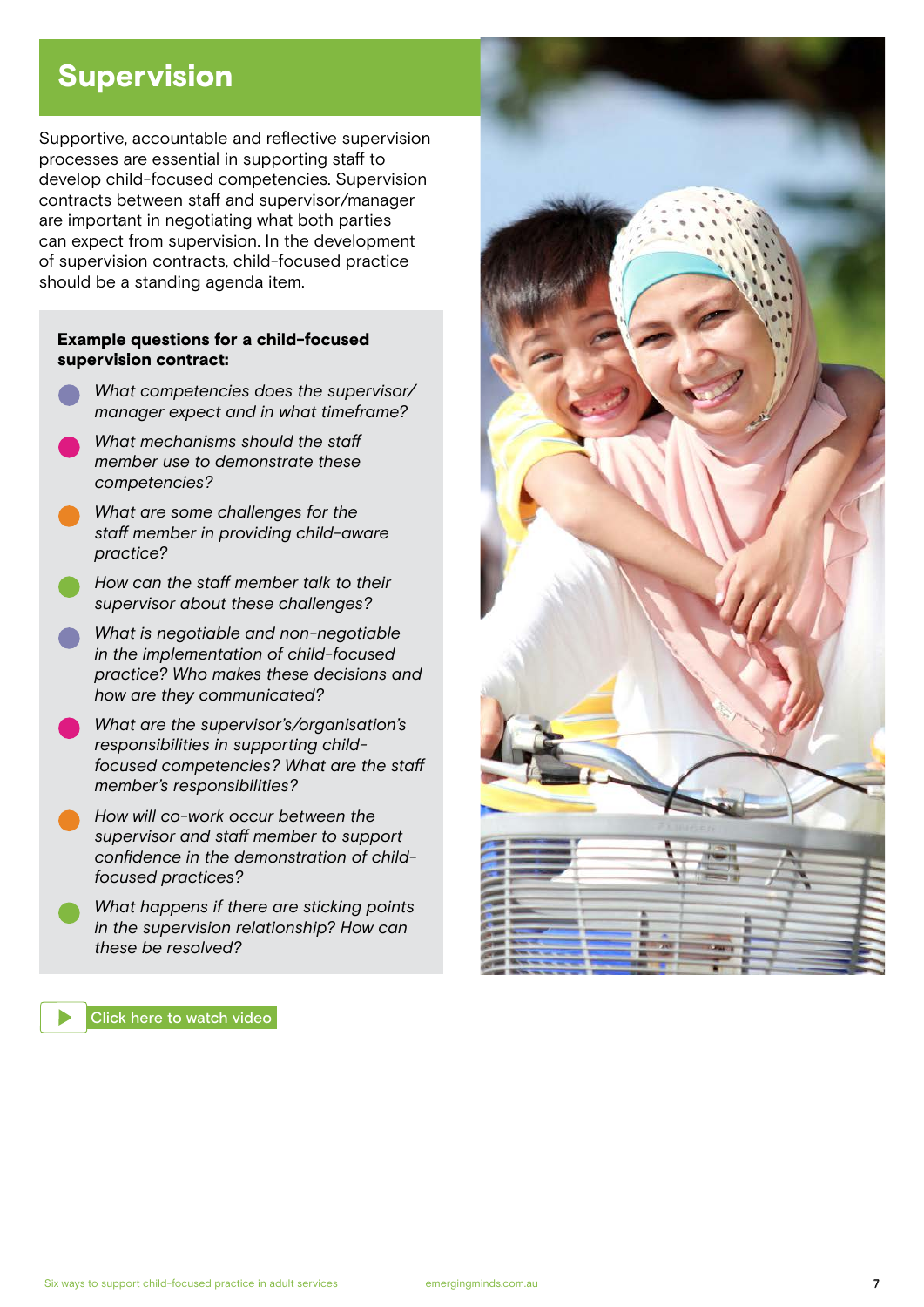# Supervision

Supportive, accountable and reflective supervision processes are essential in supporting staff to develop child-focused competencies. Supervision contracts between staff and supervisor/manager are important in negotiating what both parties can expect from supervision. In the development of supervision contracts, child-focused practice should be a standing agenda item.

**Example questions for a child-focused supervision contract:**

- *What competencies does the supervisor/ manager expect and in what timeframe?*
- *What mechanisms should the staff member use to demonstrate these competencies?*
- *What are some challenges for the staff member in providing child-aware practice?*
- *How can the staff member talk to their supervisor about these challenges?*
- *What is negotiable and non-negotiable in the implementation of child-focused practice? Who makes these decisions and how are they communicated?*
- *What are the supervisor's/organisation's responsibilities in supporting child-focused competencies? What are the staff member's responsibilities?*
- *How will co-work occur between the supervisor and staff member to support confidence in the demonstration of child-focused practices?*
- *What happens if there are sticking points in the supervision relationship? How can these be resolved?*

Click here to watch video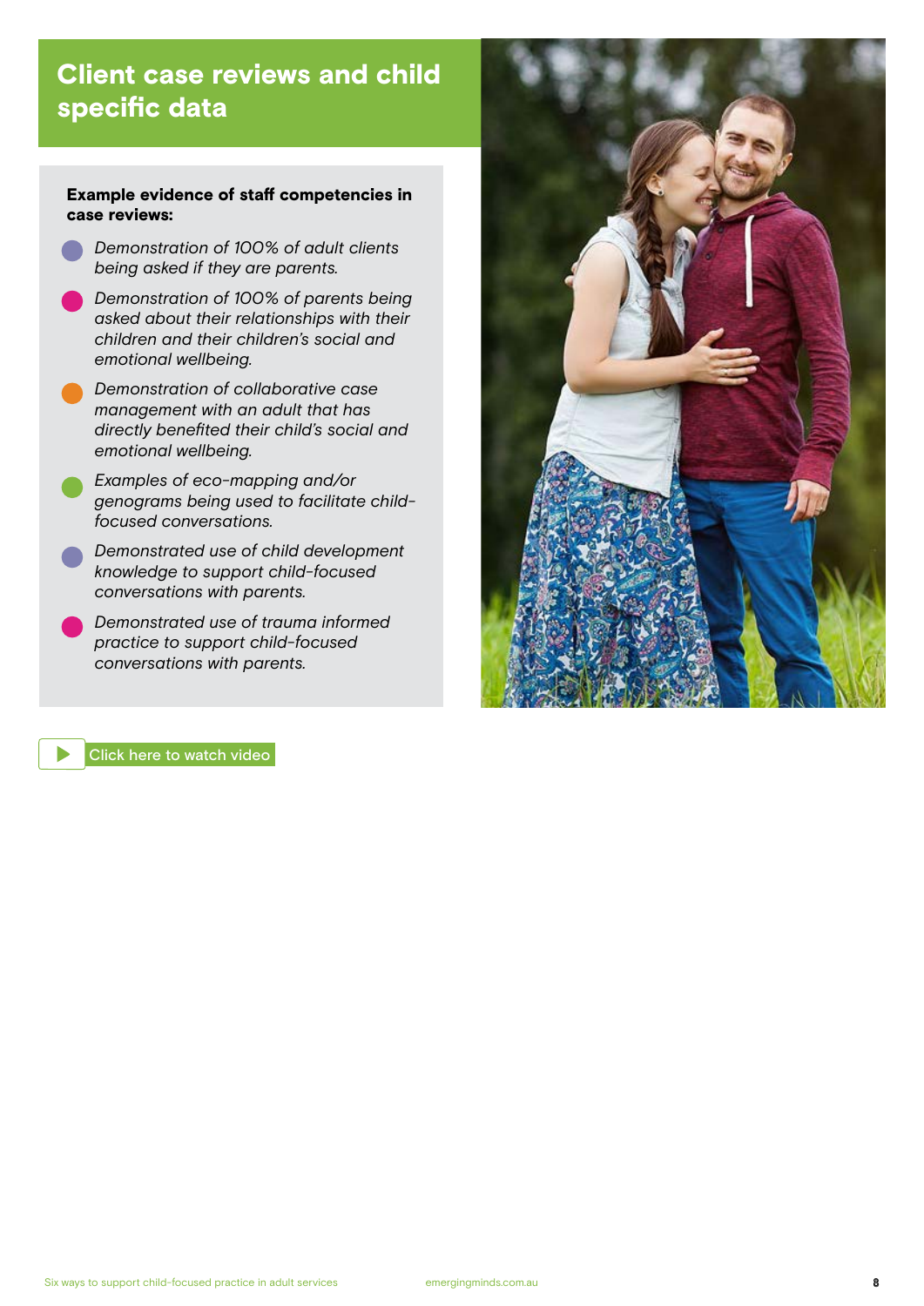# Client case reviews and child specific data

**Example evidence of staff competencies in case reviews:**

- *Demonstration of 100% of adult clients being asked if they are parents.*
- *Demonstration of 100% of parents being asked about their relationships with their children and their children's social and emotional wellbeing.*
- *Demonstration of collaborative case management with an adult that has directly benefited their child's social and emotional wellbeing.*
- *Examples of eco-mapping and/or genograms being used to facilitate child-focused conversations.*
- *Demonstrated use of child development knowledge to support child-focused conversations with parents.*
- *Demonstrated use of trauma informed practice to support child-focused conversations with parents.*

Click here to watch video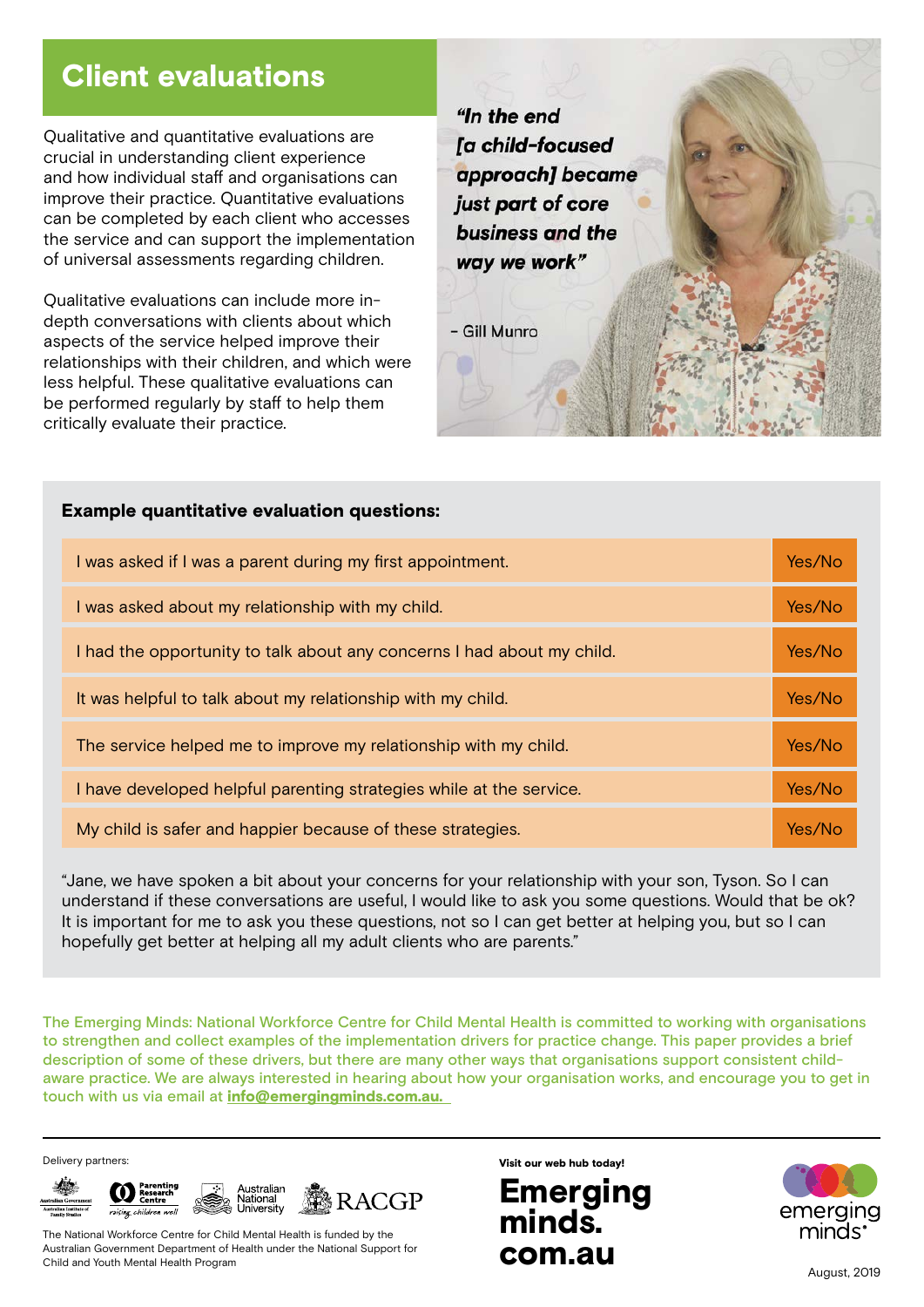## Client evaluations

Qualitative and quantitative evaluations are crucial in understanding client experience and how individual staff and organisations can improve their practice. Quantitative evaluations can be completed by each client who accesses the service and can support the implementation of universal assessments regarding children.

Qualitative evaluations can include more in-depth conversations with clients about which aspects of the service helped improve their relationships with their children, and which were less helpful. These qualitative evaluations can be performed regularly by staff to help them critically evaluate their practice.

***"In the end [a child-focused approach] became just part of core business and the way we work"***

– Gill Munro

### Example quantitative evaluation questions:

| | |
|---|---|
| I was asked if I was a parent during my first appointment. | Yes/No |
| I was asked about my relationship with my child. | Yes/No |
| I had the opportunity to talk about any concerns I had about my child. | Yes/No |
| It was helpful to talk about my relationship with my child. | Yes/No |
| The service helped me to improve my relationship with my child. | Yes/No |
| I have developed helpful parenting strategies while at the service. | Yes/No |
| My child is safer and happier because of these strategies. | Yes/No |

"Jane, we have spoken a bit about your concerns for your relationship with your son, Tyson. So I can understand if these conversations are useful, I would like to ask you some questions. Would that be ok? It is important for me to ask you these questions, not so I can get better at helping you, but so I can hopefully get better at helping all my adult clients who are parents."

The Emerging Minds: National Workforce Centre for Child Mental Health is committed to working with organisations to strengthen and collect examples of the implementation drivers for practice change. This paper provides a brief description of some of these drivers, but there are many other ways that organisations support consistent child-aware practice. We are always interested in hearing about how your organisation works, and encourage you to get in touch with us via email at **info@emergingminds.com.au.**

Delivery partners:

The National Workforce Centre for Child Mental Health is funded by the Australian Government Department of Health under the National Support for Child and Youth Mental Health Program

Visit our web hub today!

**Emerging minds. com.au**

August, 2019